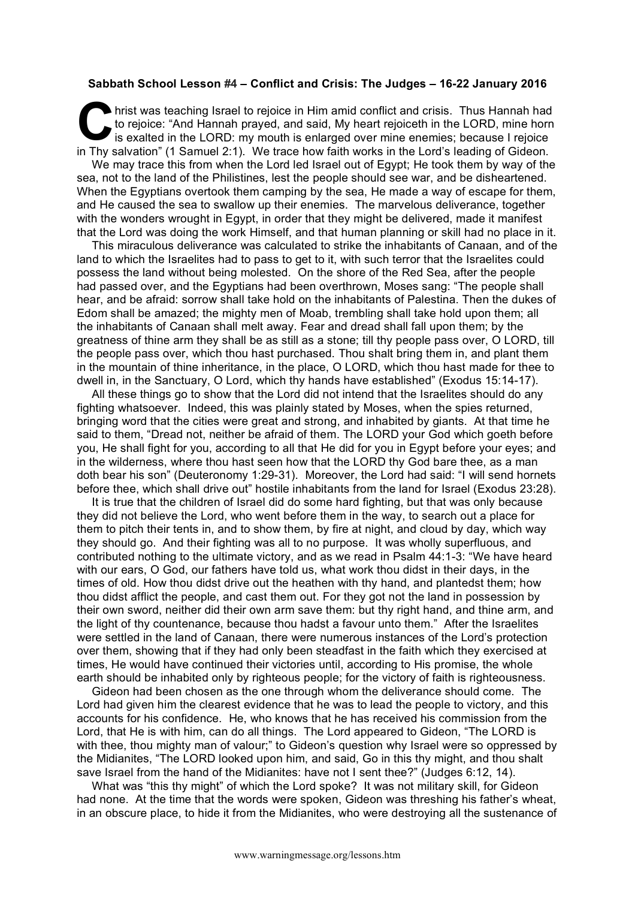**Sabbath School Lesson #4 – Conflict and Crisis: The Judges – 16-22 January 2016**

Christ was teaching Israel to rejoice in Him amid conflict and crisis. Thus Hannah had to rejoice: "And Hannah prayed, and said, My heart rejoiceth in the LORD, mine horn is exalted in the LORD: my mouth is enlarged over mine enemies; because I rejoice in Thy salvation" (1 Samuel 2:1). We trace how faith works in the Lord's leading of Gideon.

We may trace this from when the Lord led Israel out of Egypt; He took them by way of the sea, not to the land of the Philistines, lest the people should see war, and be disheartened. When the Egyptians overtook them camping by the sea, He made a way of escape for them, and He caused the sea to swallow up their enemies. The marvelous deliverance, together with the wonders wrought in Egypt, in order that they might be delivered, made it manifest that the Lord was doing the work Himself, and that human planning or skill had no place in it.

This miraculous deliverance was calculated to strike the inhabitants of Canaan, and of the land to which the Israelites had to pass to get to it, with such terror that the Israelites could possess the land without being molested. On the shore of the Red Sea, after the people had passed over, and the Egyptians had been overthrown, Moses sang: "The people shall hear, and be afraid: sorrow shall take hold on the inhabitants of Palestina. Then the dukes of Edom shall be amazed; the mighty men of Moab, trembling shall take hold upon them; all the inhabitants of Canaan shall melt away. Fear and dread shall fall upon them; by the greatness of thine arm they shall be as still as a stone; till thy people pass over, O LORD, till the people pass over, which thou hast purchased. Thou shalt bring them in, and plant them in the mountain of thine inheritance, in the place, O LORD, which thou hast made for thee to dwell in, in the Sanctuary, O Lord, which thy hands have established" (Exodus 15:14-17).

All these things go to show that the Lord did not intend that the Israelites should do any fighting whatsoever. Indeed, this was plainly stated by Moses, when the spies returned, bringing word that the cities were great and strong, and inhabited by giants. At that time he said to them, "Dread not, neither be afraid of them. The LORD your God which goeth before you, He shall fight for you, according to all that He did for you in Egypt before your eyes; and in the wilderness, where thou hast seen how that the LORD thy God bare thee, as a man doth bear his son" (Deuteronomy 1:29-31). Moreover, the Lord had said: "I will send hornets before thee, which shall drive out" hostile inhabitants from the land for Israel (Exodus 23:28).

It is true that the children of Israel did do some hard fighting, but that was only because they did not believe the Lord, who went before them in the way, to search out a place for them to pitch their tents in, and to show them, by fire at night, and cloud by day, which way they should go. And their fighting was all to no purpose. It was wholly superfluous, and contributed nothing to the ultimate victory, and as we read in Psalm 44:1-3: "We have heard with our ears, O God, our fathers have told us, what work thou didst in their days, in the times of old. How thou didst drive out the heathen with thy hand, and plantedst them; how thou didst afflict the people, and cast them out. For they got not the land in possession by their own sword, neither did their own arm save them: but thy right hand, and thine arm, and the light of thy countenance, because thou hadst a favour unto them." After the Israelites were settled in the land of Canaan, there were numerous instances of the Lord's protection over them, showing that if they had only been steadfast in the faith which they exercised at times, He would have continued their victories until, according to His promise, the whole earth should be inhabited only by righteous people; for the victory of faith is righteousness.

Gideon had been chosen as the one through whom the deliverance should come. The Lord had given him the clearest evidence that he was to lead the people to victory, and this accounts for his confidence. He, who knows that he has received his commission from the Lord, that He is with him, can do all things. The Lord appeared to Gideon, "The LORD is with thee, thou mighty man of valour;" to Gideon's question why Israel were so oppressed by the Midianites, "The LORD looked upon him, and said, Go in this thy might, and thou shalt save Israel from the hand of the Midianites: have not I sent thee?" (Judges 6:12, 14).

What was "this thy might" of which the Lord spoke? It was not military skill, for Gideon had none. At the time that the words were spoken, Gideon was threshing his father's wheat, in an obscure place, to hide it from the Midianites, who were destroying all the sustenance of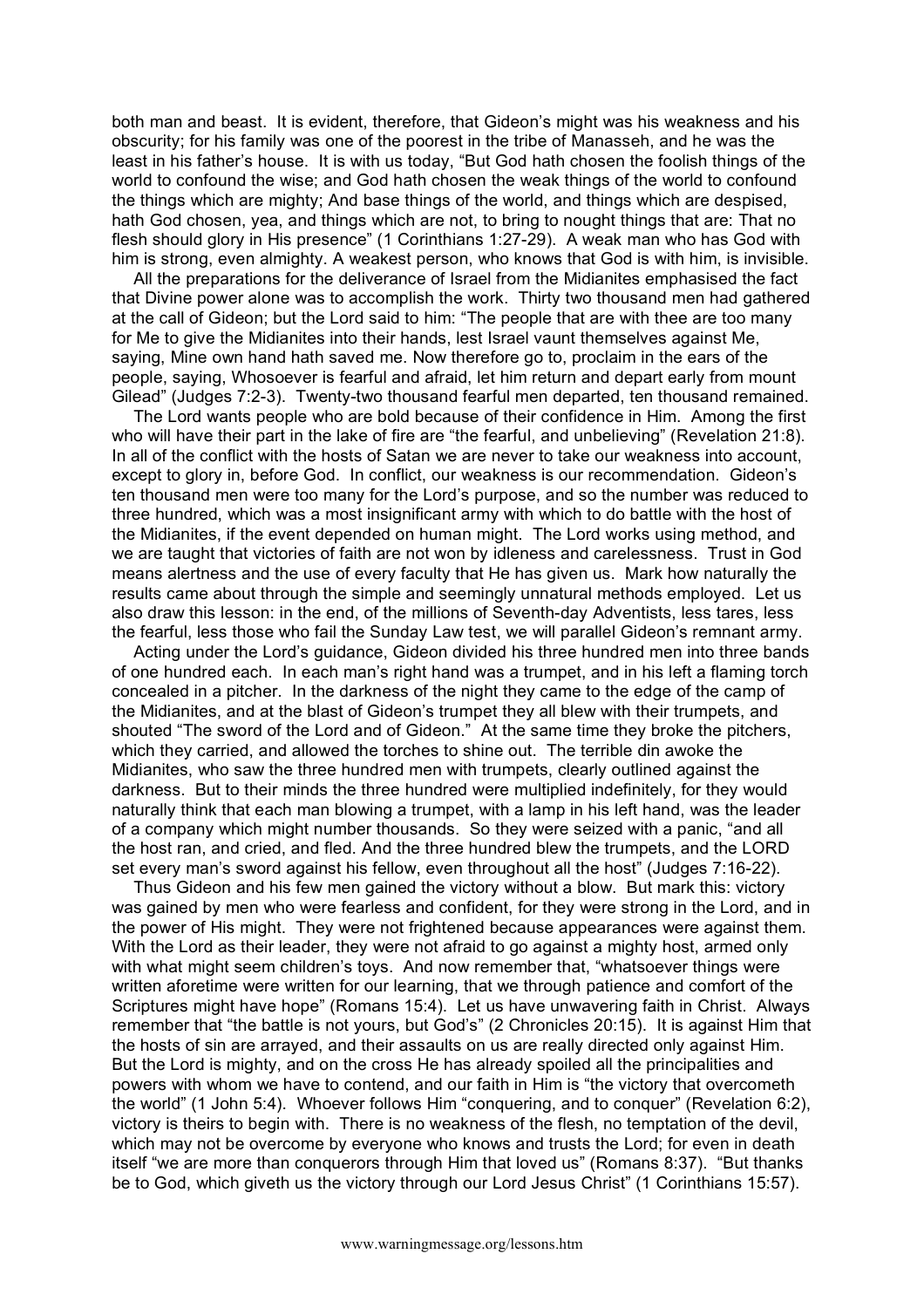both man and beast. It is evident, therefore, that Gideon's might was his weakness and his obscurity; for his family was one of the poorest in the tribe of Manasseh, and he was the least in his father's house. It is with us today, "But God hath chosen the foolish things of the world to confound the wise; and God hath chosen the weak things of the world to confound the things which are mighty; And base things of the world, and things which are despised, hath God chosen, yea, and things which are not, to bring to nought things that are: That no flesh should glory in His presence" (1 Corinthians 1:27-29). A weak man who has God with him is strong, even almighty. A weakest person, who knows that God is with him, is invisible.

All the preparations for the deliverance of Israel from the Midianites emphasised the fact that Divine power alone was to accomplish the work. Thirty two thousand men had gathered at the call of Gideon; but the Lord said to him: "The people that are with thee are too many for Me to give the Midianites into their hands, lest Israel vaunt themselves against Me, saying, Mine own hand hath saved me. Now therefore go to, proclaim in the ears of the people, saying, Whosoever is fearful and afraid, let him return and depart early from mount Gilead" (Judges 7:2-3). Twenty-two thousand fearful men departed, ten thousand remained.

The Lord wants people who are bold because of their confidence in Him. Among the first who will have their part in the lake of fire are "the fearful, and unbelieving" (Revelation 21:8). In all of the conflict with the hosts of Satan we are never to take our weakness into account, except to glory in, before God. In conflict, our weakness is our recommendation. Gideon's ten thousand men were too many for the Lord's purpose, and so the number was reduced to three hundred, which was a most insignificant army with which to do battle with the host of the Midianites, if the event depended on human might. The Lord works using method, and we are taught that victories of faith are not won by idleness and carelessness. Trust in God means alertness and the use of every faculty that He has given us. Mark how naturally the results came about through the simple and seemingly unnatural methods employed. Let us also draw this lesson: in the end, of the millions of Seventh-day Adventists, less tares, less the fearful, less those who fail the Sunday Law test, we will parallel Gideon's remnant army.

Acting under the Lord's guidance, Gideon divided his three hundred men into three bands of one hundred each. In each man's right hand was a trumpet, and in his left a flaming torch concealed in a pitcher. In the darkness of the night they came to the edge of the camp of the Midianites, and at the blast of Gideon's trumpet they all blew with their trumpets, and shouted "The sword of the Lord and of Gideon." At the same time they broke the pitchers, which they carried, and allowed the torches to shine out. The terrible din awoke the Midianites, who saw the three hundred men with trumpets, clearly outlined against the darkness. But to their minds the three hundred were multiplied indefinitely, for they would naturally think that each man blowing a trumpet, with a lamp in his left hand, was the leader of a company which might number thousands. So they were seized with a panic, "and all the host ran, and cried, and fled. And the three hundred blew the trumpets, and the LORD set every man's sword against his fellow, even throughout all the host" (Judges 7:16-22).

Thus Gideon and his few men gained the victory without a blow. But mark this: victory was gained by men who were fearless and confident, for they were strong in the Lord, and in the power of His might. They were not frightened because appearances were against them. With the Lord as their leader, they were not afraid to go against a mighty host, armed only with what might seem children's toys. And now remember that, "whatsoever things were written aforetime were written for our learning, that we through patience and comfort of the Scriptures might have hope" (Romans 15:4). Let us have unwavering faith in Christ. Always remember that "the battle is not yours, but God's" (2 Chronicles 20:15). It is against Him that the hosts of sin are arrayed, and their assaults on us are really directed only against Him. But the Lord is mighty, and on the cross He has already spoiled all the principalities and powers with whom we have to contend, and our faith in Him is "the victory that overcometh the world" (1 John 5:4). Whoever follows Him "conquering, and to conquer" (Revelation 6:2), victory is theirs to begin with. There is no weakness of the flesh, no temptation of the devil, which may not be overcome by everyone who knows and trusts the Lord; for even in death itself "we are more than conquerors through Him that loved us" (Romans 8:37). "But thanks be to God, which giveth us the victory through our Lord Jesus Christ" (1 Corinthians 15:57).

www.warningmessage.org/lessons.htm